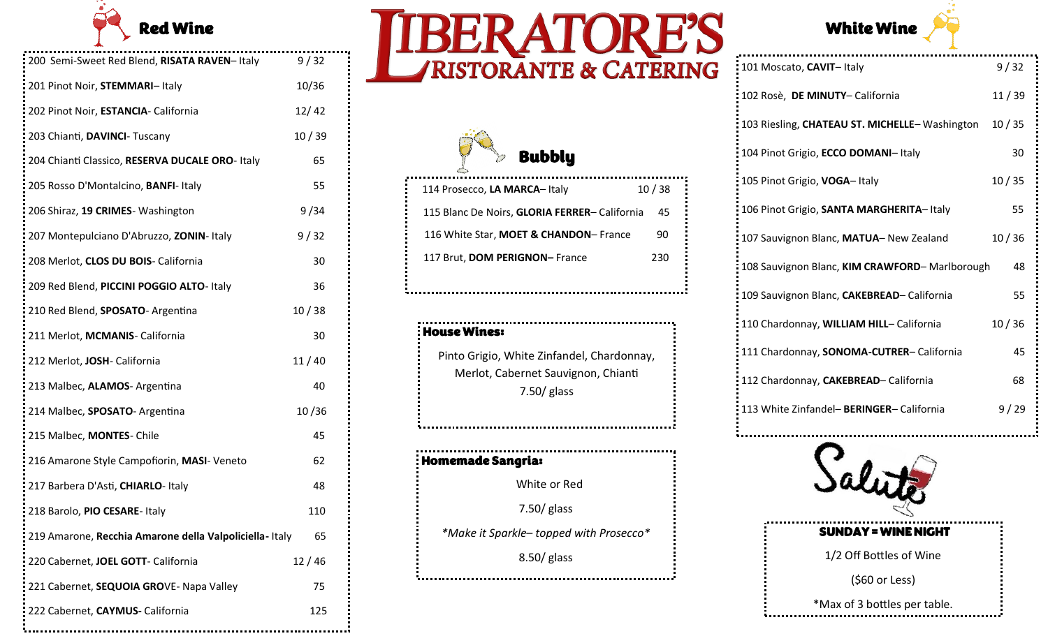# LIBERATORE'S
## RISTORANTE & CATERING

## Red Wine

| Wine | Price |
|---|---|
| 200 Semi-Sweet Red Blend, **RISATA RAVEN**– Italy | 9 / 32 |
| 201 Pinot Noir, **STEMMARI**– Italy | 10/36 |
| 202 Pinot Noir, **ESTANCIA**- California | 12/ 42 |
| 203 Chianti, **DAVINCI**- Tuscany | 10 / 39 |
| 204 Chianti Classico, **RESERVA DUCALE ORO**- Italy | 65 |
| 205 Rosso D'Montalcino, **BANFI**- Italy | 55 |
| 206 Shiraz, **19 CRIMES**- Washington | 9 /34 |
| 207 Montepulciano D'Abruzzo, **ZONIN**- Italy | 9 / 32 |
| 208 Merlot, **CLOS DU BOIS**- California | 30 |
| 209 Red Blend, **PICCINI POGGIO ALTO**- Italy | 36 |
| 210 Red Blend, **SPOSATO**- Argentina | 10 / 38 |
| 211 Merlot, **MCMANIS**- California | 30 |
| 212 Merlot, **JOSH**- California | 11 / 40 |
| 213 Malbec, **ALAMOS**- Argentina | 40 |
| 214 Malbec, **SPOSATO**- Argentina | 10 /36 |
| 215 Malbec, **MONTES**- Chile | 45 |
| 216 Amarone Style Campofiorin, **MASI**- Veneto | 62 |
| 217 Barbera D'Asti, **CHIARLO**- Italy | 48 |
| 218 Barolo, **PIO CESARE**- Italy | 110 |
| 219 Amarone, **Recchia Amarone della Valpoliciella**- Italy | 65 |
| 220 Cabernet, **JOEL GOTT**- California | 12 / 46 |
| 221 Cabernet, **SEQUOIA GRO**VE- Napa Valley | 75 |
| 222 Cabernet, **CAYMUS**- California | 125 |

## Bubbly

| Wine | Price |
|---|---|
| 114 Prosecco, **LA MARCA**– Italy | 10 / 38 |
| 115 Blanc De Noirs, **GLORIA FERRER**– California | 45 |
| 116 White Star, **MOET & CHANDON**– France | 90 |
| 117 Brut, **DOM PERIGNON**– France | 230 |

### House Wines:

Pinto Grigio, White Zinfandel, Chardonnay, Merlot, Cabernet Sauvignon, Chianti

7.50/ glass

### Homemade Sangria:

White or Red

7.50/ glass

*\*Make it Sparkle– topped with Prosecco\**

8.50/ glass

## White Wine

| Wine | Price |
|---|---|
| 101 Moscato, **CAVIT**– Italy | 9 / 32 |
| 102 Rosè, **DE MINUTY**– California | 11 / 39 |
| 103 Riesling, **CHATEAU ST. MICHELLE**– Washington | 10 / 35 |
| 104 Pinot Grigio, **ECCO DOMANI**– Italy | 30 |
| 105 Pinot Grigio, **VOGA**– Italy | 10 / 35 |
| 106 Pinot Grigio, **SANTA MARGHERITA**– Italy | 55 |
| 107 Sauvignon Blanc, **MATUA**– New Zealand | 10 / 36 |
| 108 Sauvignon Blanc, **KIM CRAWFORD**– Marlborough | 48 |
| 109 Sauvignon Blanc, **CAKEBREAD**– California | 55 |
| 110 Chardonnay, **WILLIAM HILL**– California | 10 / 36 |
| 111 Chardonnay, **SONOMA-CUTRER**– California | 45 |
| 112 Chardonnay, **CAKEBREAD**– California | 68 |
| 113 White Zinfandel– **BERINGER**– California | 9 / 29 |

Salute

### SUNDAY = WINE NIGHT

1/2 Off Bottles of Wine

($60 or Less)

\*Max of 3 bottles per table.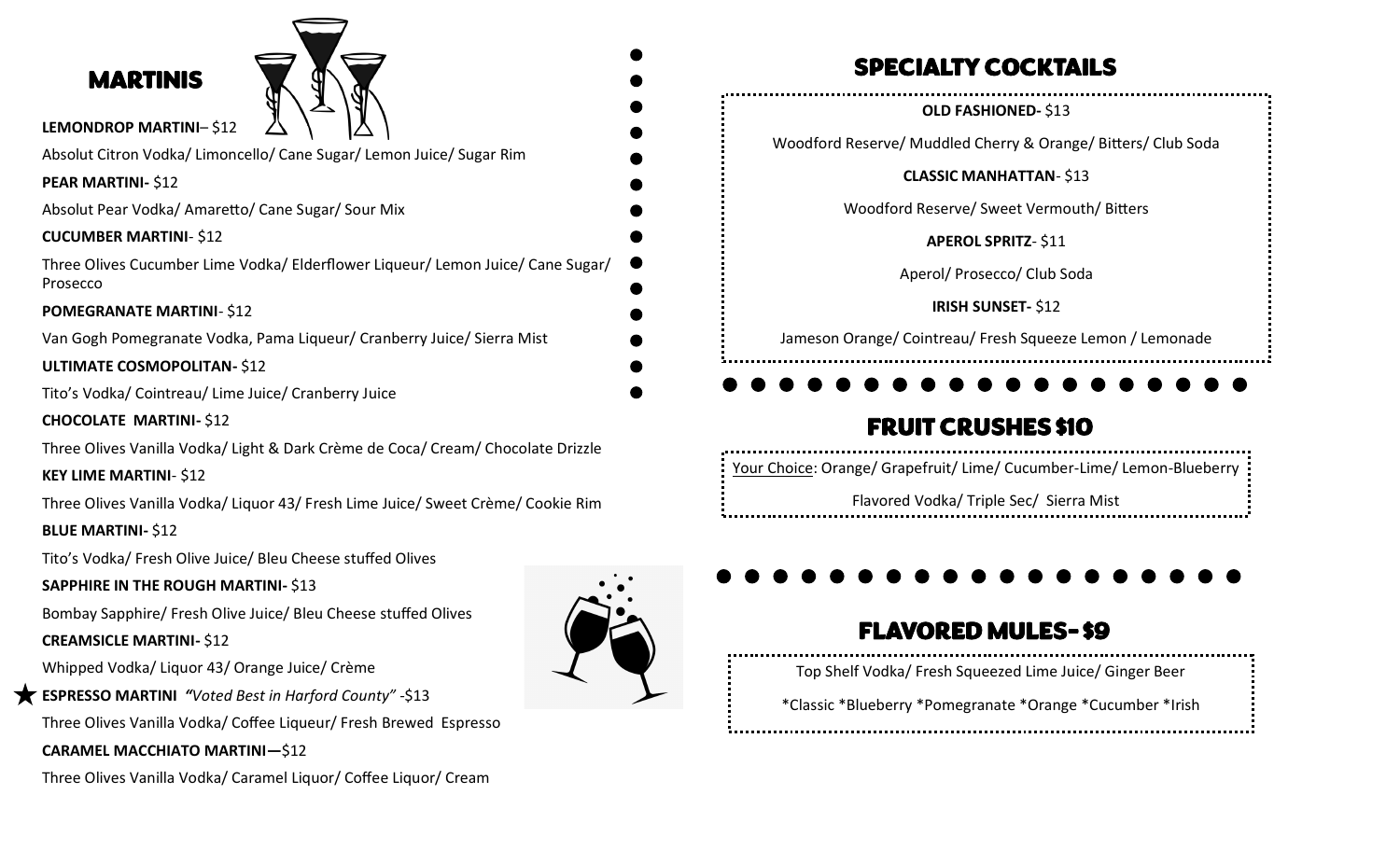## MARTINIS

**LEMONDROP MARTINI**– $12

Absolut Citron Vodka/ Limoncello/ Cane Sugar/ Lemon Juice/ Sugar Rim

**PEAR MARTINI-** $12

Absolut Pear Vodka/ Amaretto/ Cane Sugar/ Sour Mix

**CUCUMBER MARTINI**- $12

Three Olives Cucumber Lime Vodka/ Elderflower Liqueur/ Lemon Juice/ Cane Sugar/ Prosecco

**POMEGRANATE MARTINI**- $12

Van Gogh Pomegranate Vodka, Pama Liqueur/ Cranberry Juice/ Sierra Mist

**ULTIMATE COSMOPOLITAN-** $12

Tito's Vodka/ Cointreau/ Lime Juice/ Cranberry Juice

**CHOCOLATE MARTINI-** $12

Three Olives Vanilla Vodka/ Light & Dark Crème de Coca/ Cream/ Chocolate Drizzle

**KEY LIME MARTINI**- $12

Three Olives Vanilla Vodka/ Liquor 43/ Fresh Lime Juice/ Sweet Crème/ Cookie Rim

**BLUE MARTINI-** $12

Tito's Vodka/ Fresh Olive Juice/ Bleu Cheese stuffed Olives

**SAPPHIRE IN THE ROUGH MARTINI-** $13

Bombay Sapphire/ Fresh Olive Juice/ Bleu Cheese stuffed Olives

**CREAMSICLE MARTINI-** $12

Whipped Vodka/ Liquor 43/ Orange Juice/ Crème

★ **ESPRESSO MARTINI** ***"Voted Best in Harford County"*** -$13

Three Olives Vanilla Vodka/ Coffee Liqueur/ Fresh Brewed Espresso

**CARAMEL MACCHIATO MARTINI—**$12

Three Olives Vanilla Vodka/ Caramel Liquor/ Coffee Liquor/ Cream

## SPECIALTY COCKTAILS

**OLD FASHIONED-** $13

Woodford Reserve/ Muddled Cherry & Orange/ Bitters/ Club Soda

**CLASSIC MANHATTAN**- $13

Woodford Reserve/ Sweet Vermouth/ Bitters

**APEROL SPRITZ**- $11

Aperol/ Prosecco/ Club Soda

**IRISH SUNSET-** $12

Jameson Orange/ Cointreau/ Fresh Squeeze Lemon / Lemonade

## FRUIT CRUSHES $10

Your Choice: Orange/ Grapefruit/ Lime/ Cucumber-Lime/ Lemon-Blueberry

Flavored Vodka/ Triple Sec/ Sierra Mist

## FLAVORED MULES- $9

Top Shelf Vodka/ Fresh Squeezed Lime Juice/ Ginger Beer

*Classic *Blueberry *Pomegranate *Orange *Cucumber *Irish